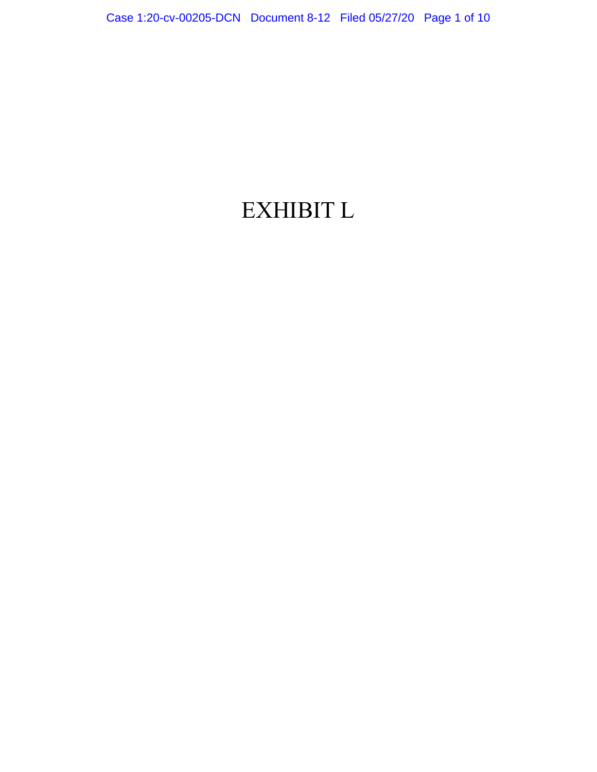# EXHIBIT L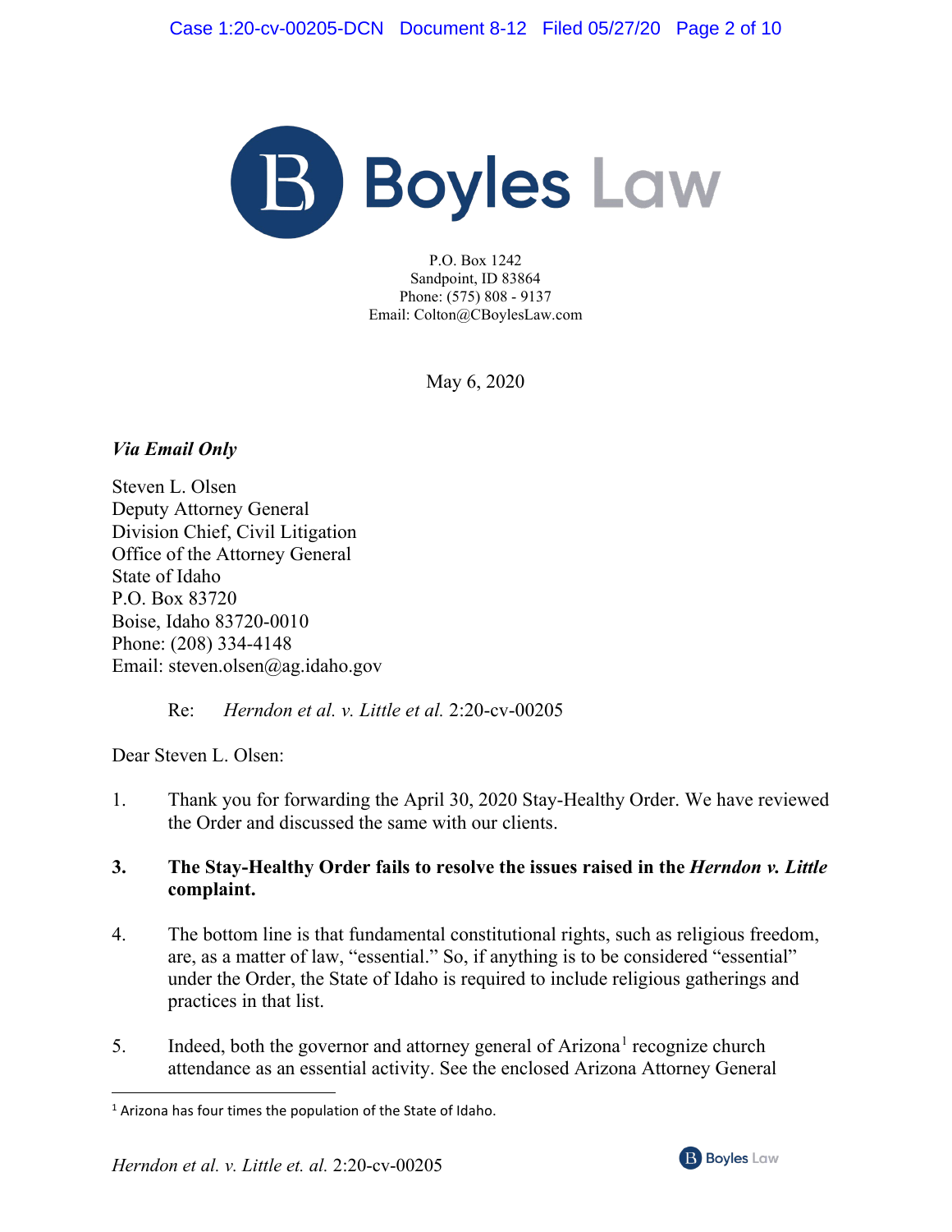# Boyles Law

P.O. Box 1242
Sandpoint, ID 83864
Phone: (575) 808 - 9137
Email: Colton@CBoylesLaw.com

May 6, 2020

***Via Email Only***

Steven L. Olsen
Deputy Attorney General
Division Chief, Civil Litigation
Office of the Attorney General
State of Idaho
P.O. Box 83720
Boise, Idaho 83720-0010
Phone: (208) 334-4148
Email: steven.olsen@ag.idaho.gov

Re: *Herndon et al. v. Little et al.* 2:20-cv-00205

Dear Steven L. Olsen:

1. Thank you for forwarding the April 30, 2020 Stay-Healthy Order. We have reviewed the Order and discussed the same with our clients.

3. **The Stay-Healthy Order fails to resolve the issues raised in the *Herndon v. Little* complaint.**

4. The bottom line is that fundamental constitutional rights, such as religious freedom, are, as a matter of law, "essential." So, if anything is to be considered "essential" under the Order, the State of Idaho is required to include religious gatherings and practices in that list.

5. Indeed, both the governor and attorney general of Arizona[1] recognize church attendance as an essential activity. See the enclosed Arizona Attorney General

[1] Arizona has four times the population of the State of Idaho.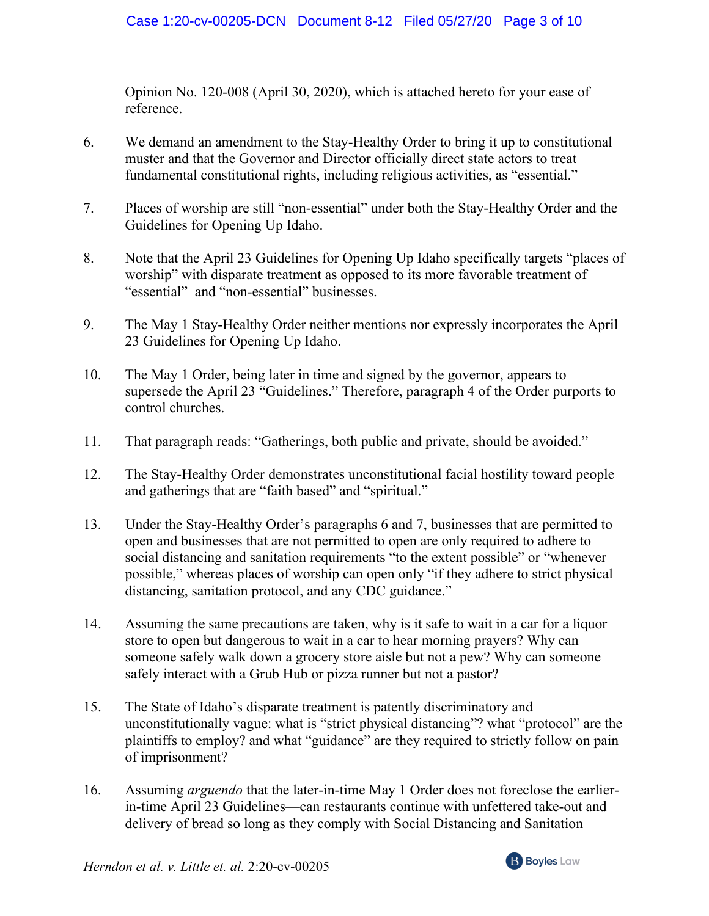Opinion No. 120-008 (April 30, 2020), which is attached hereto for your ease of reference.

6. We demand an amendment to the Stay-Healthy Order to bring it up to constitutional muster and that the Governor and Director officially direct state actors to treat fundamental constitutional rights, including religious activities, as "essential."

7. Places of worship are still "non-essential" under both the Stay-Healthy Order and the Guidelines for Opening Up Idaho.

8. Note that the April 23 Guidelines for Opening Up Idaho specifically targets "places of worship" with disparate treatment as opposed to its more favorable treatment of "essential" and "non-essential" businesses.

9. The May 1 Stay-Healthy Order neither mentions nor expressly incorporates the April 23 Guidelines for Opening Up Idaho.

10. The May 1 Order, being later in time and signed by the governor, appears to supersede the April 23 "Guidelines." Therefore, paragraph 4 of the Order purports to control churches.

11. That paragraph reads: "Gatherings, both public and private, should be avoided."

12. The Stay-Healthy Order demonstrates unconstitutional facial hostility toward people and gatherings that are "faith based" and "spiritual."

13. Under the Stay-Healthy Order's paragraphs 6 and 7, businesses that are permitted to open and businesses that are not permitted to open are only required to adhere to social distancing and sanitation requirements "to the extent possible" or "whenever possible," whereas places of worship can open only "if they adhere to strict physical distancing, sanitation protocol, and any CDC guidance."

14. Assuming the same precautions are taken, why is it safe to wait in a car for a liquor store to open but dangerous to wait in a car to hear morning prayers? Why can someone safely walk down a grocery store aisle but not a pew? Why can someone safely interact with a Grub Hub or pizza runner but not a pastor?

15. The State of Idaho's disparate treatment is patently discriminatory and unconstitutionally vague: what is "strict physical distancing"? what "protocol" are the plaintiffs to employ? and what "guidance" are they required to strictly follow on pain of imprisonment?

16. Assuming *arguendo* that the later-in-time May 1 Order does not foreclose the earlier-in-time April 23 Guidelines—can restaurants continue with unfettered take-out and delivery of bread so long as they comply with Social Distancing and Sanitation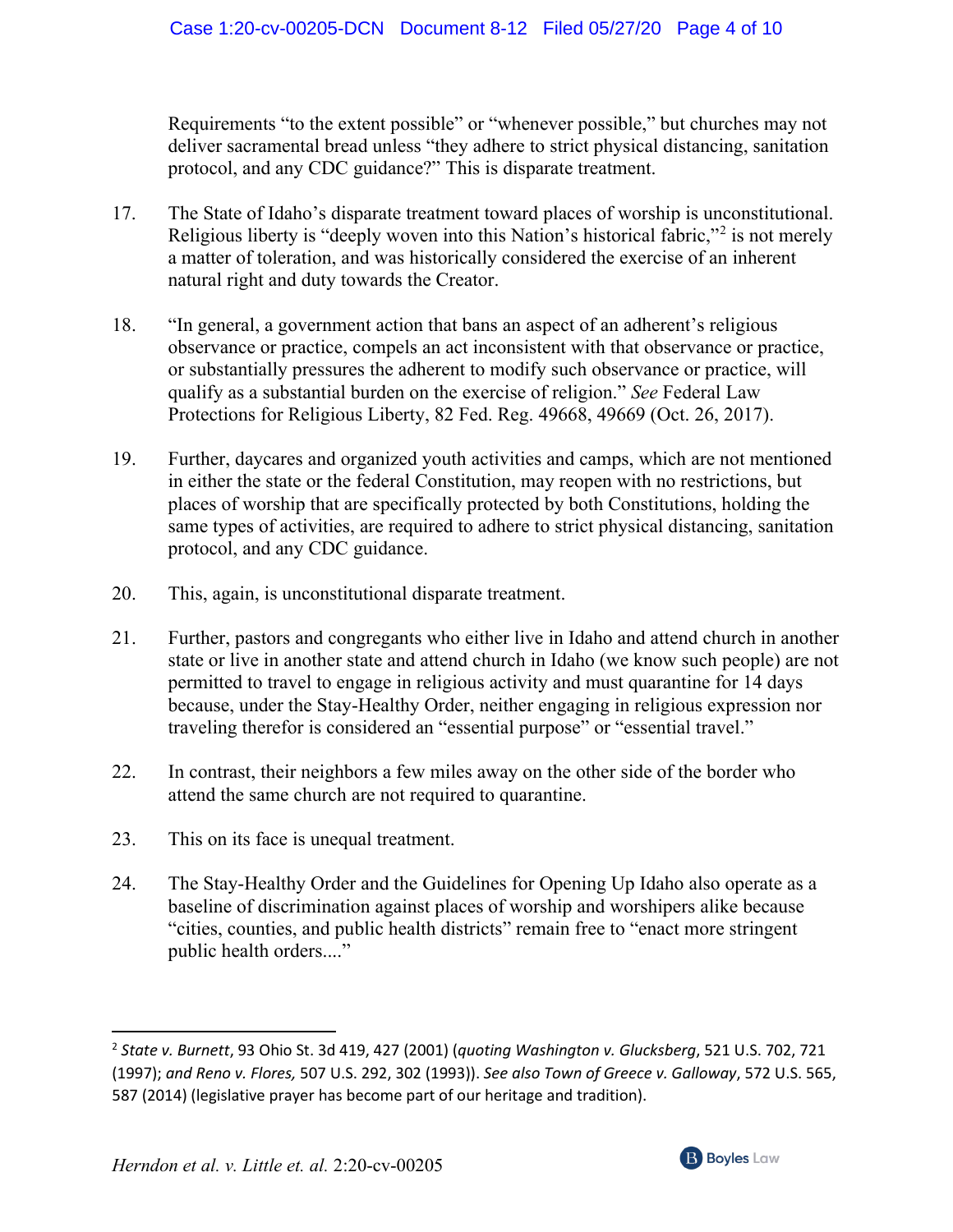Requirements "to the extent possible" or "whenever possible," but churches may not deliver sacramental bread unless "they adhere to strict physical distancing, sanitation protocol, and any CDC guidance?" This is disparate treatment.

17. The State of Idaho's disparate treatment toward places of worship is unconstitutional. Religious liberty is "deeply woven into this Nation's historical fabric,"[2] is not merely a matter of toleration, and was historically considered the exercise of an inherent natural right and duty towards the Creator.

18. "In general, a government action that bans an aspect of an adherent's religious observance or practice, compels an act inconsistent with that observance or practice, or substantially pressures the adherent to modify such observance or practice, will qualify as a substantial burden on the exercise of religion." *See* Federal Law Protections for Religious Liberty, 82 Fed. Reg. 49668, 49669 (Oct. 26, 2017).

19. Further, daycares and organized youth activities and camps, which are not mentioned in either the state or the federal Constitution, may reopen with no restrictions, but places of worship that are specifically protected by both Constitutions, holding the same types of activities, are required to adhere to strict physical distancing, sanitation protocol, and any CDC guidance.

20. This, again, is unconstitutional disparate treatment.

21. Further, pastors and congregants who either live in Idaho and attend church in another state or live in another state and attend church in Idaho (we know such people) are not permitted to travel to engage in religious activity and must quarantine for 14 days because, under the Stay-Healthy Order, neither engaging in religious expression nor traveling therefor is considered an "essential purpose" or "essential travel."

22. In contrast, their neighbors a few miles away on the other side of the border who attend the same church are not required to quarantine.

23. This on its face is unequal treatment.

24. The Stay-Healthy Order and the Guidelines for Opening Up Idaho also operate as a baseline of discrimination against places of worship and worshipers alike because "cities, counties, and public health districts" remain free to "enact more stringent public health orders...."

---

[2] *State v. Burnett*, 93 Ohio St. 3d 419, 427 (2001) (*quoting Washington v. Glucksberg*, 521 U.S. 702, 721 (1997); *and Reno v. Flores,* 507 U.S. 292, 302 (1993)). *See also Town of Greece v. Galloway*, 572 U.S. 565, 587 (2014) (legislative prayer has become part of our heritage and tradition).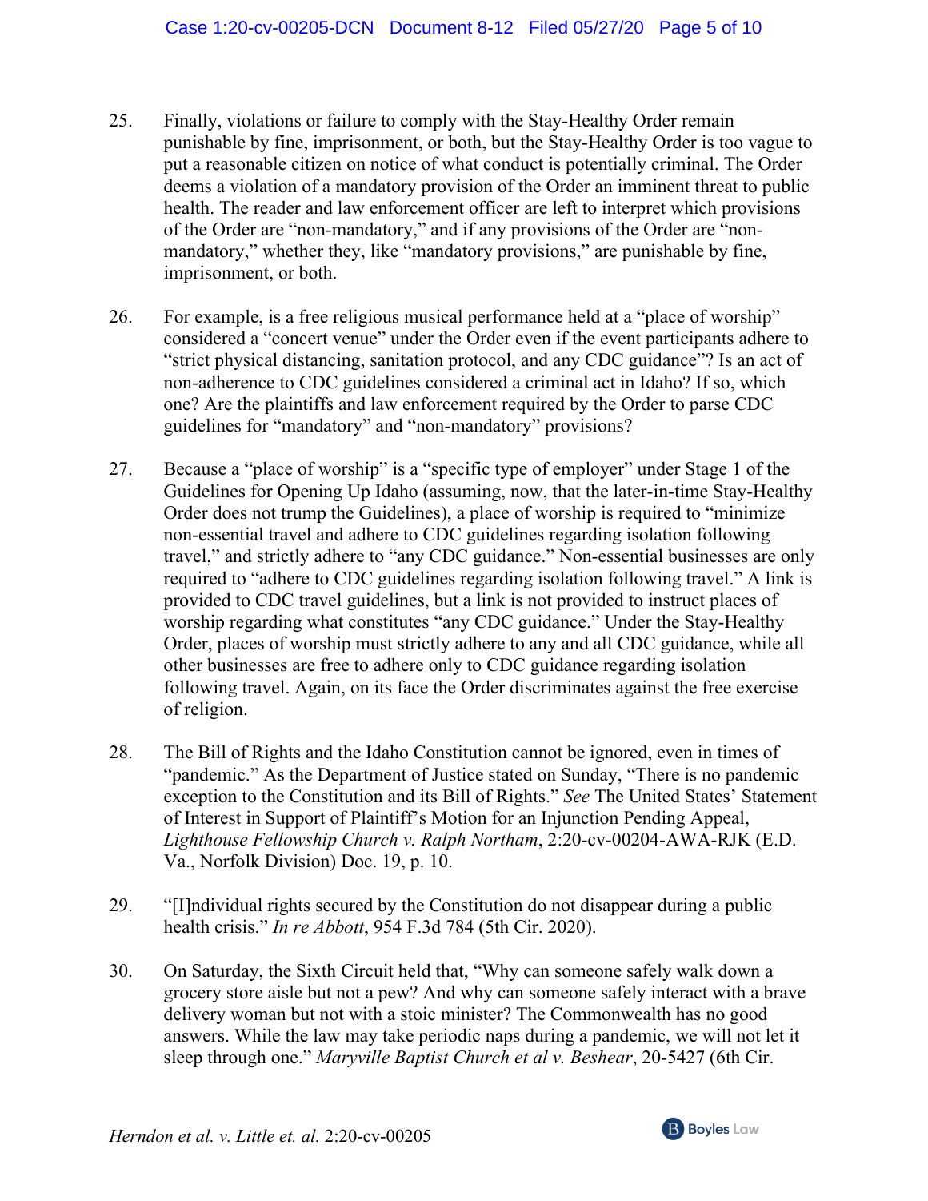25. Finally, violations or failure to comply with the Stay-Healthy Order remain punishable by fine, imprisonment, or both, but the Stay-Healthy Order is too vague to put a reasonable citizen on notice of what conduct is potentially criminal. The Order deems a violation of a mandatory provision of the Order an imminent threat to public health. The reader and law enforcement officer are left to interpret which provisions of the Order are "non-mandatory," and if any provisions of the Order are "non-mandatory," whether they, like "mandatory provisions," are punishable by fine, imprisonment, or both.

26. For example, is a free religious musical performance held at a "place of worship" considered a "concert venue" under the Order even if the event participants adhere to "strict physical distancing, sanitation protocol, and any CDC guidance"? Is an act of non-adherence to CDC guidelines considered a criminal act in Idaho? If so, which one? Are the plaintiffs and law enforcement required by the Order to parse CDC guidelines for "mandatory" and "non-mandatory" provisions?

27. Because a "place of worship" is a "specific type of employer" under Stage 1 of the Guidelines for Opening Up Idaho (assuming, now, that the later-in-time Stay-Healthy Order does not trump the Guidelines), a place of worship is required to "minimize non-essential travel and adhere to CDC guidelines regarding isolation following travel," and strictly adhere to "any CDC guidance." Non-essential businesses are only required to "adhere to CDC guidelines regarding isolation following travel." A link is provided to CDC travel guidelines, but a link is not provided to instruct places of worship regarding what constitutes "any CDC guidance." Under the Stay-Healthy Order, places of worship must strictly adhere to any and all CDC guidance, while all other businesses are free to adhere only to CDC guidance regarding isolation following travel. Again, on its face the Order discriminates against the free exercise of religion.

28. The Bill of Rights and the Idaho Constitution cannot be ignored, even in times of "pandemic." As the Department of Justice stated on Sunday, "There is no pandemic exception to the Constitution and its Bill of Rights." *See* The United States' Statement of Interest in Support of Plaintiff's Motion for an Injunction Pending Appeal, *Lighthouse Fellowship Church v. Ralph Northam*, 2:20-cv-00204-AWA-RJK (E.D. Va., Norfolk Division) Doc. 19, p. 10.

29. "[I]ndividual rights secured by the Constitution do not disappear during a public health crisis." *In re Abbott*, 954 F.3d 784 (5th Cir. 2020).

30. On Saturday, the Sixth Circuit held that, "Why can someone safely walk down a grocery store aisle but not a pew? And why can someone safely interact with a brave delivery woman but not with a stoic minister? The Commonwealth has no good answers. While the law may take periodic naps during a pandemic, we will not let it sleep through one." *Maryville Baptist Church et al v. Beshear*, 20-5427 (6th Cir.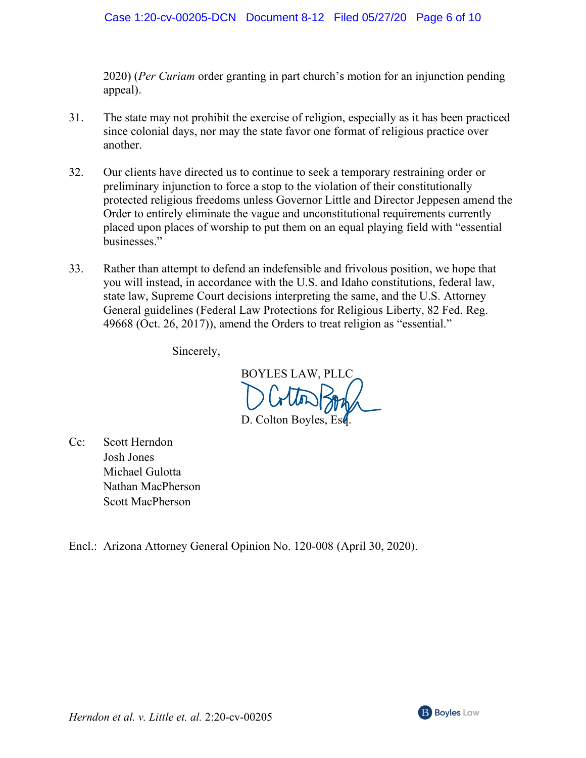2020) (*Per Curiam* order granting in part church's motion for an injunction pending appeal).

31. The state may not prohibit the exercise of religion, especially as it has been practiced since colonial days, nor may the state favor one format of religious practice over another.

32. Our clients have directed us to continue to seek a temporary restraining order or preliminary injunction to force a stop to the violation of their constitutionally protected religious freedoms unless Governor Little and Director Jeppesen amend the Order to entirely eliminate the vague and unconstitutional requirements currently placed upon places of worship to put them on an equal playing field with "essential businesses."

33. Rather than attempt to defend an indefensible and frivolous position, we hope that you will instead, in accordance with the U.S. and Idaho constitutions, federal law, state law, Supreme Court decisions interpreting the same, and the U.S. Attorney General guidelines (Federal Law Protections for Religious Liberty, 82 Fed. Reg. 49668 (Oct. 26, 2017)), amend the Orders to treat religion as "essential."

Sincerely,

BOYLES LAW, PLLC

D. Colton Boyles, Esq.

Cc: Scott Herndon
Josh Jones
Michael Gulotta
Nathan MacPherson
Scott MacPherson

Encl.: Arizona Attorney General Opinion No. 120-008 (April 30, 2020).

*Herndon et al. v. Little et. al.* 2:20-cv-00205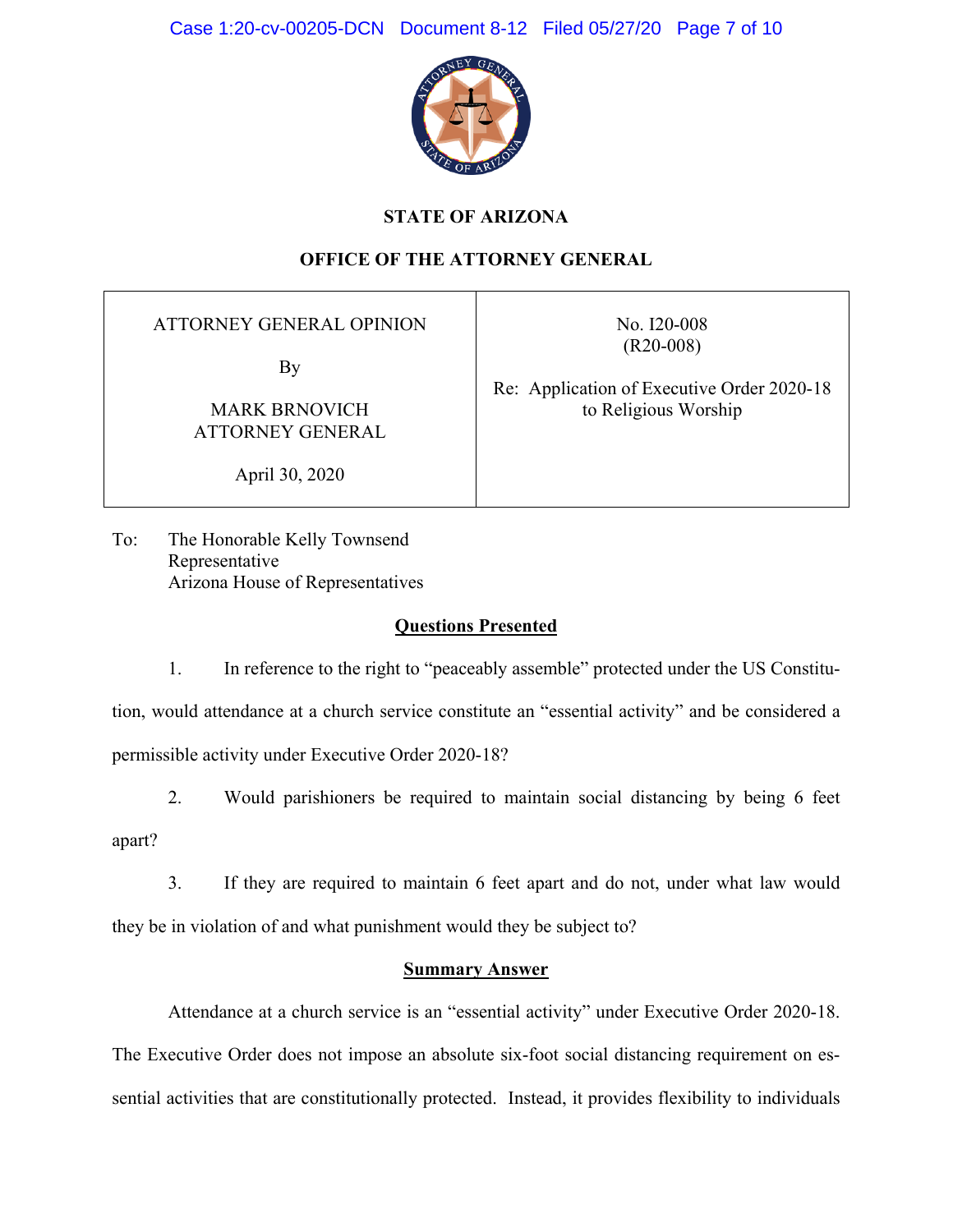**STATE OF ARIZONA**

**OFFICE OF THE ATTORNEY GENERAL**

| ATTORNEY GENERAL OPINION<br><br>By<br><br>MARK BRNOVICH<br>ATTORNEY GENERAL<br><br>April 30, 2020 | No. I20-008<br>(R20-008)<br><br>Re: Application of Executive Order 2020-18 to Religious Worship |
|---|---|

To: The Honorable Kelly Townsend
Representative
Arizona House of Representatives

## <u>Questions Presented</u>

1. In reference to the right to "peaceably assemble" protected under the US Constitution, would attendance at a church service constitute an "essential activity" and be considered a permissible activity under Executive Order 2020-18?

2. Would parishioners be required to maintain social distancing by being 6 feet apart?

3. If they are required to maintain 6 feet apart and do not, under what law would they be in violation of and what punishment would they be subject to?

## <u>Summary Answer</u>

Attendance at a church service is an "essential activity" under Executive Order 2020-18. The Executive Order does not impose an absolute six-foot social distancing requirement on essential activities that are constitutionally protected. Instead, it provides flexibility to individuals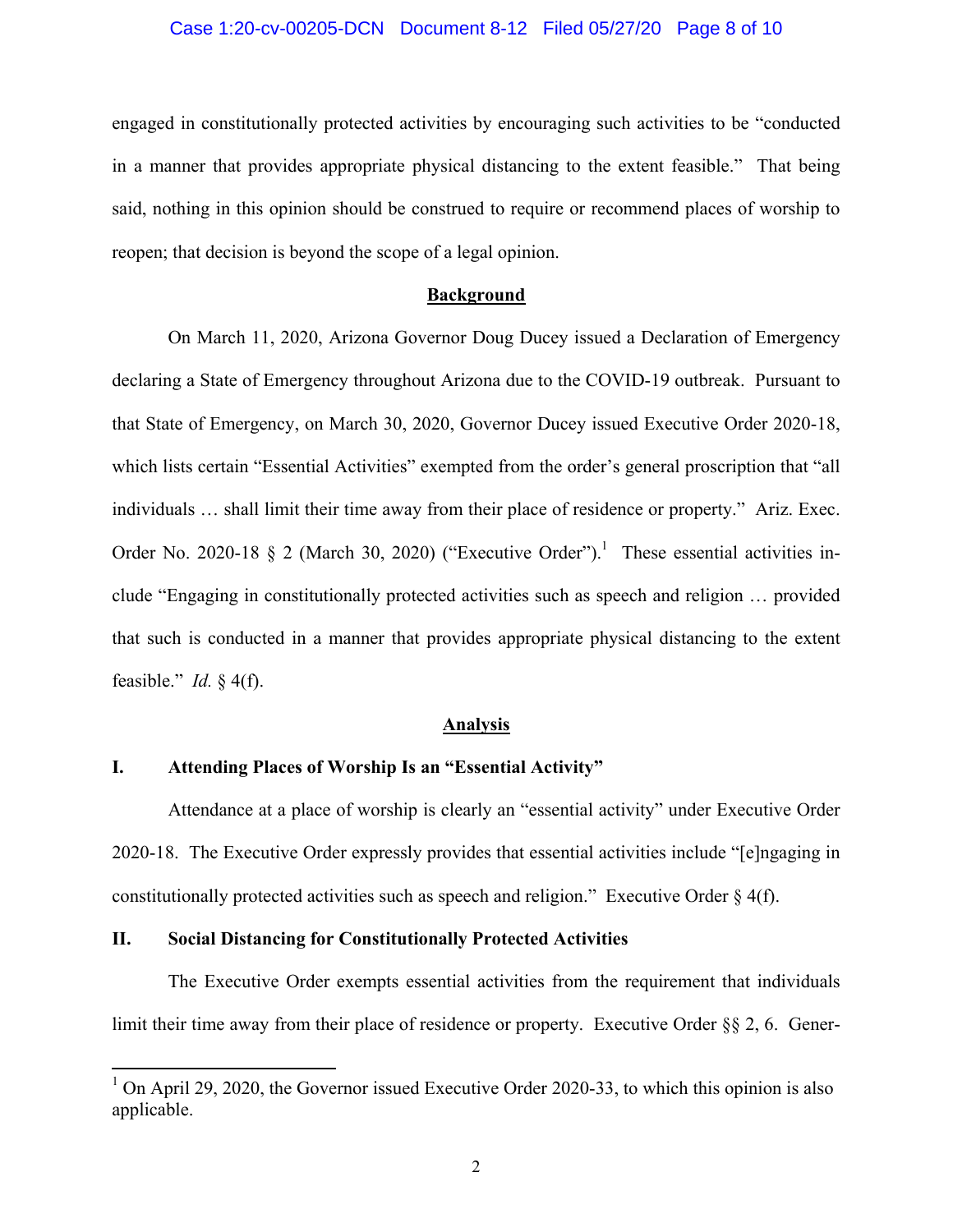engaged in constitutionally protected activities by encouraging such activities to be "conducted in a manner that provides appropriate physical distancing to the extent feasible." That being said, nothing in this opinion should be construed to require or recommend places of worship to reopen; that decision is beyond the scope of a legal opinion.

## Background

On March 11, 2020, Arizona Governor Doug Ducey issued a Declaration of Emergency declaring a State of Emergency throughout Arizona due to the COVID-19 outbreak. Pursuant to that State of Emergency, on March 30, 2020, Governor Ducey issued Executive Order 2020-18, which lists certain "Essential Activities" exempted from the order's general proscription that "all individuals … shall limit their time away from their place of residence or property." Ariz. Exec. Order No. 2020-18 § 2 (March 30, 2020) ("Executive Order").[1] These essential activities include "Engaging in constitutionally protected activities such as speech and religion … provided that such is conducted in a manner that provides appropriate physical distancing to the extent feasible." *Id.* § 4(f).

## Analysis

### I. Attending Places of Worship Is an "Essential Activity"

Attendance at a place of worship is clearly an "essential activity" under Executive Order 2020-18. The Executive Order expressly provides that essential activities include "[e]ngaging in constitutionally protected activities such as speech and religion." Executive Order § 4(f).

### II. Social Distancing for Constitutionally Protected Activities

The Executive Order exempts essential activities from the requirement that individuals limit their time away from their place of residence or property. Executive Order §§ 2, 6. Gener-

---

[1] On April 29, 2020, the Governor issued Executive Order 2020-33, to which this opinion is also applicable.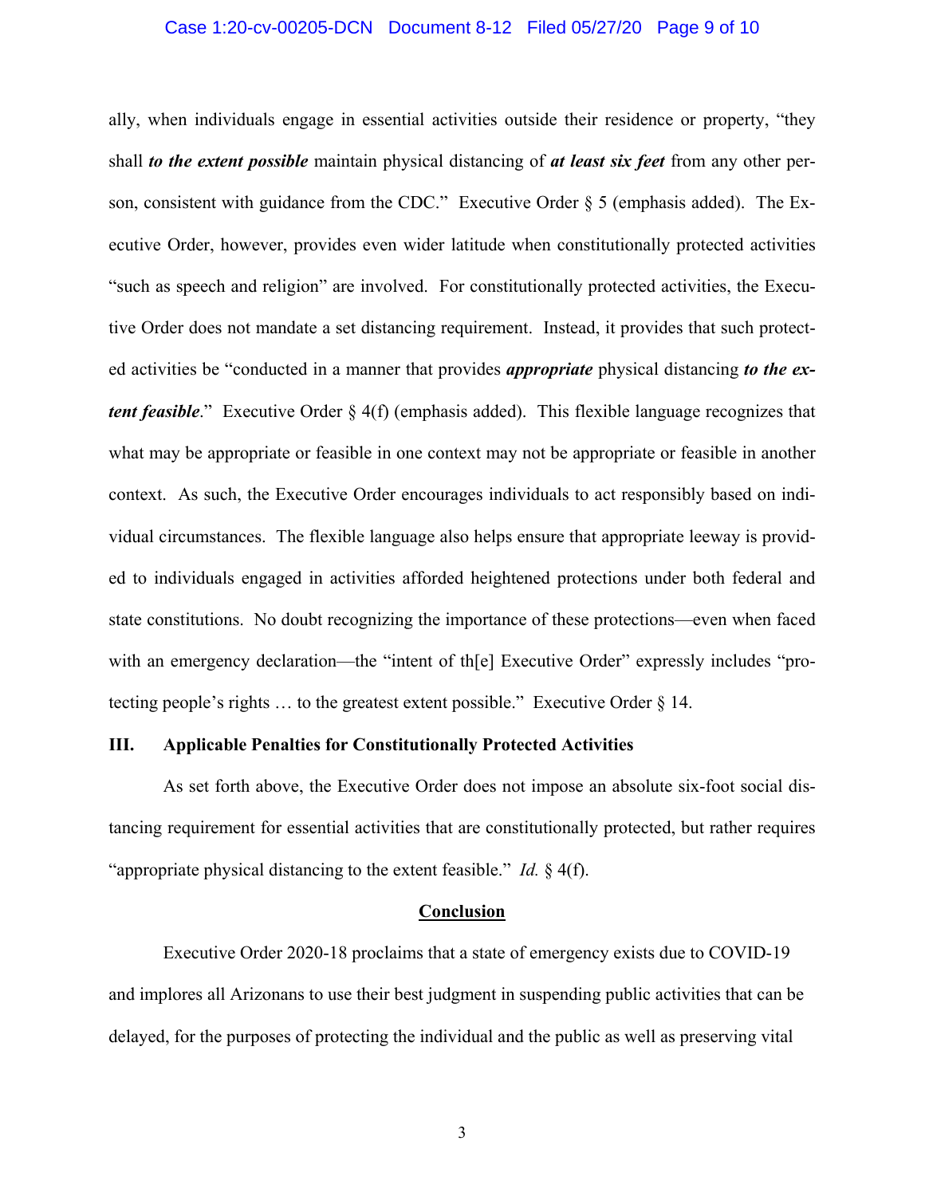ally, when individuals engage in essential activities outside their residence or property, "they shall ***to the extent possible*** maintain physical distancing of ***at least six feet*** from any other person, consistent with guidance from the CDC." Executive Order § 5 (emphasis added). The Executive Order, however, provides even wider latitude when constitutionally protected activities "such as speech and religion" are involved. For constitutionally protected activities, the Executive Order does not mandate a set distancing requirement. Instead, it provides that such protected activities be "conducted in a manner that provides ***appropriate*** physical distancing ***to the extent feasible***." Executive Order § 4(f) (emphasis added). This flexible language recognizes that what may be appropriate or feasible in one context may not be appropriate or feasible in another context. As such, the Executive Order encourages individuals to act responsibly based on individual circumstances. The flexible language also helps ensure that appropriate leeway is provided to individuals engaged in activities afforded heightened protections under both federal and state constitutions. No doubt recognizing the importance of these protections—even when faced with an emergency declaration—the "intent of th[e] Executive Order" expressly includes "protecting people's rights … to the greatest extent possible." Executive Order § 14.

## III. Applicable Penalties for Constitutionally Protected Activities

As set forth above, the Executive Order does not impose an absolute six-foot social distancing requirement for essential activities that are constitutionally protected, but rather requires "appropriate physical distancing to the extent feasible." *Id.* § 4(f).

## Conclusion

Executive Order 2020-18 proclaims that a state of emergency exists due to COVID-19 and implores all Arizonans to use their best judgment in suspending public activities that can be delayed, for the purposes of protecting the individual and the public as well as preserving vital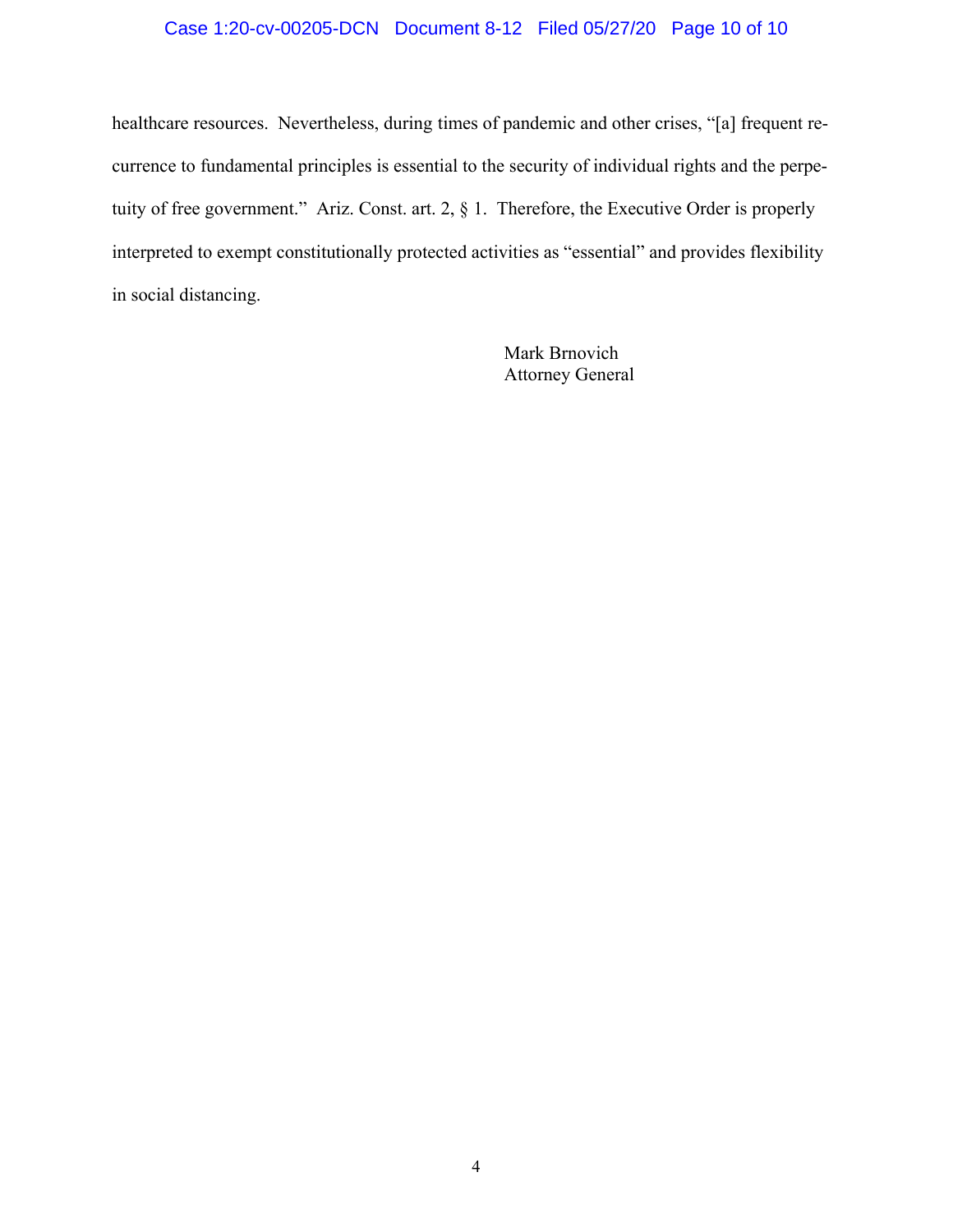healthcare resources. Nevertheless, during times of pandemic and other crises, "[a] frequent recurrence to fundamental principles is essential to the security of individual rights and the perpetuity of free government." Ariz. Const. art. 2, § 1. Therefore, the Executive Order is properly interpreted to exempt constitutionally protected activities as "essential" and provides flexibility in social distancing.

Mark Brnovich
Attorney General